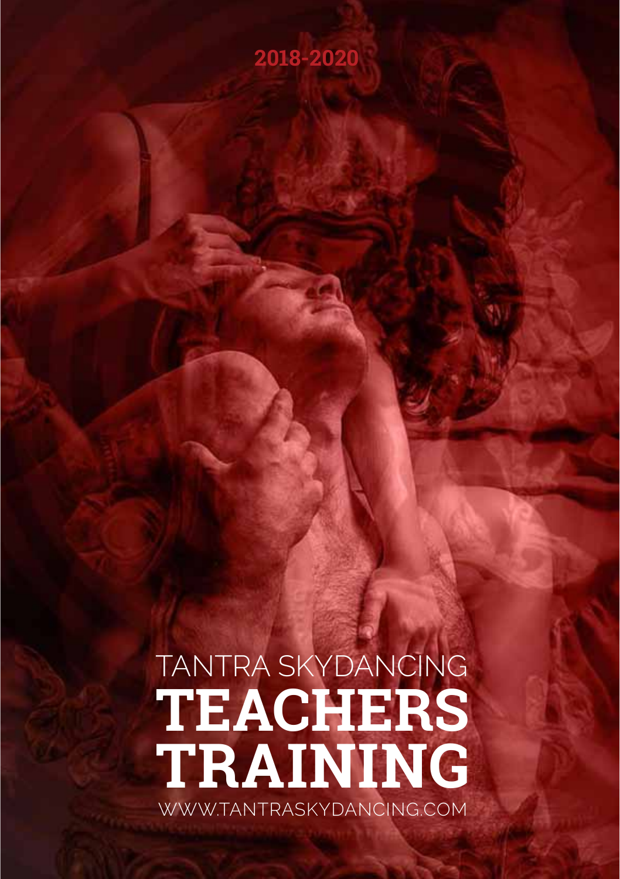2018-2020

TANTRA SKYDANCING

# TEACHERS TRAINING

WWW.TANTRASKYDANCING.COM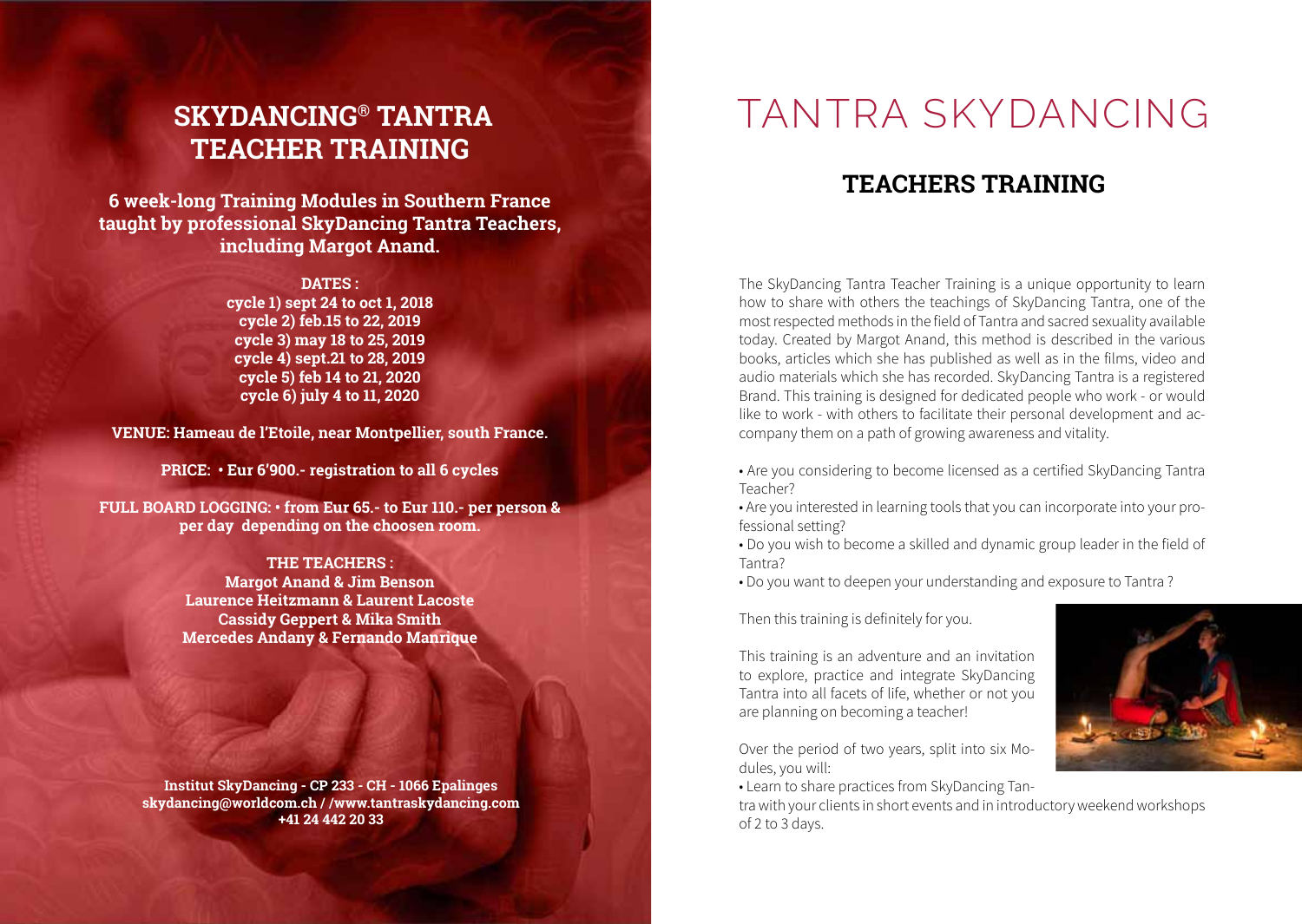# SKYDANCING® TANTRA TEACHER TRAINING

**6 week-long Training Modules in Southern France taught by professional SkyDancing Tantra Teachers, including Margot Anand.**

**DATES :**
**cycle 1) sept 24 to oct 1, 2018**
**cycle 2) feb.15 to 22, 2019**
**cycle 3) may 18 to 25, 2019**
**cycle 4) sept.21 to 28, 2019**
**cycle 5) feb 14 to 21, 2020**
**cycle 6) july 4 to 11, 2020**

**VENUE: Hameau de l'Etoile, near Montpellier, south France.**

**PRICE: • Eur 6'900.- registration to all 6 cycles**

**FULL BOARD LOGGING: • from Eur 65.- to Eur 110.- per person & per day depending on the choosen room.**

**THE TEACHERS :**
**Margot Anand & Jim Benson**
**Laurence Heitzmann & Laurent Lacoste**
**Cassidy Geppert & Mika Smith**
**Mercedes Andany & Fernando Manrique**

**Institut SkyDancing - CP 233 - CH - 1066 Epalinges**
**skydancing@worldcom.ch / /www.tantraskydancing.com**
**+41 24 442 20 33**

# TANTRA SKYDANCING

## TEACHERS TRAINING

The SkyDancing Tantra Teacher Training is a unique opportunity to learn how to share with others the teachings of SkyDancing Tantra, one of the most respected methods in the field of Tantra and sacred sexuality available today. Created by Margot Anand, this method is described in the various books, articles which she has published as well as in the films, video and audio materials which she has recorded. SkyDancing Tantra is a registered Brand. This training is designed for dedicated people who work - or would like to work - with others to facilitate their personal development and accompany them on a path of growing awareness and vitality.

• Are you considering to become licensed as a certified SkyDancing Tantra Teacher?
• Are you interested in learning tools that you can incorporate into your professional setting?
• Do you wish to become a skilled and dynamic group leader in the field of Tantra?
• Do you want to deepen your understanding and exposure to Tantra ?

Then this training is definitely for you.

This training is an adventure and an invitation to explore, practice and integrate SkyDancing Tantra into all facets of life, whether or not you are planning on becoming a teacher!

Over the period of two years, split into six Modules, you will:

• Learn to share practices from SkyDancing Tantra with your clients in short events and in introductory weekend workshops of 2 to 3 days.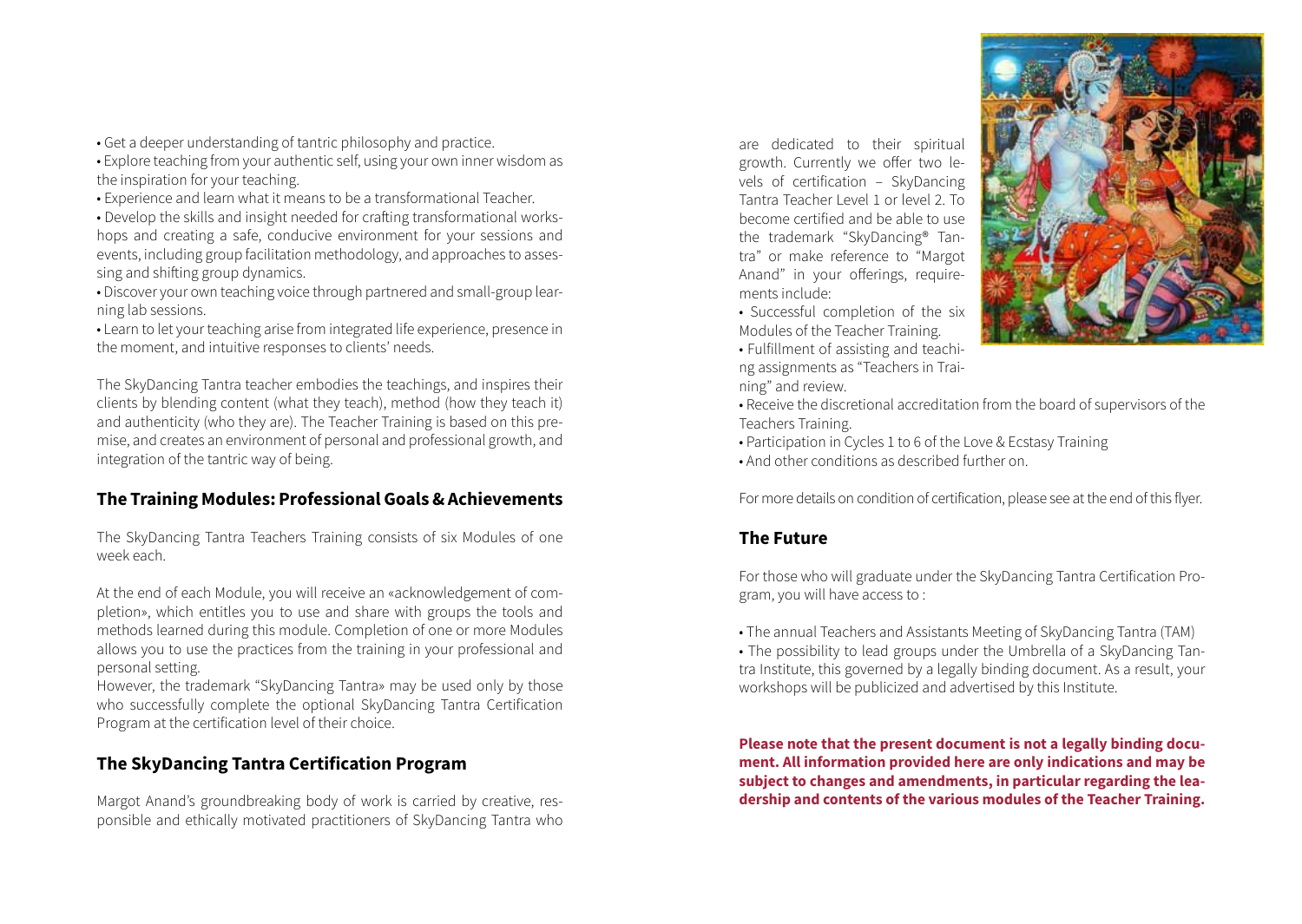- Get a deeper understanding of tantric philosophy and practice.
- Explore teaching from your authentic self, using your own inner wisdom as the inspiration for your teaching.
- Experience and learn what it means to be a transformational Teacher.
- Develop the skills and insight needed for crafting transformational workshops and creating a safe, conducive environment for your sessions and events, including group facilitation methodology, and approaches to assessing and shifting group dynamics.
- Discover your own teaching voice through partnered and small-group learning lab sessions.
- Learn to let your teaching arise from integrated life experience, presence in the moment, and intuitive responses to clients' needs.

The SkyDancing Tantra teacher embodies the teachings, and inspires their clients by blending content (what they teach), method (how they teach it) and authenticity (who they are). The Teacher Training is based on this premise, and creates an environment of personal and professional growth, and integration of the tantric way of being.

## The Training Modules: Professional Goals & Achievements

The SkyDancing Tantra Teachers Training consists of six Modules of one week each.

At the end of each Module, you will receive an «acknowledgement of completion», which entitles you to use and share with groups the tools and methods learned during this module. Completion of one or more Modules allows you to use the practices from the training in your professional and personal setting.

However, the trademark "SkyDancing Tantra» may be used only by those who successfully complete the optional SkyDancing Tantra Certification Program at the certification level of their choice.

## The SkyDancing Tantra Certification Program

Margot Anand's groundbreaking body of work is carried by creative, responsible and ethically motivated practitioners of SkyDancing Tantra who are dedicated to their spiritual growth. Currently we offer two levels of certification – SkyDancing Tantra Teacher Level 1 or level 2. To become certified and be able to use the trademark "SkyDancing® Tantra" or make reference to "Margot Anand" in your offerings, requirements include:

- Successful completion of the six Modules of the Teacher Training.
- Fulfillment of assisting and teaching assignments as "Teachers in Training" and review.
- Receive the discretional accreditation from the board of supervisors of the Teachers Training.
- Participation in Cycles 1 to 6 of the Love & Ecstasy Training
- And other conditions as described further on.

For more details on condition of certification, please see at the end of this flyer.

## The Future

For those who will graduate under the SkyDancing Tantra Certification Program, you will have access to :

- The annual Teachers and Assistants Meeting of SkyDancing Tantra (TAM)
- The possibility to lead groups under the Umbrella of a SkyDancing Tantra Institute, this governed by a legally binding document. As a result, your workshops will be publicized and advertised by this Institute.

**Please note that the present document is not a legally binding document. All information provided here are only indications and may be subject to changes and amendments, in particular regarding the leadership and contents of the various modules of the Teacher Training.**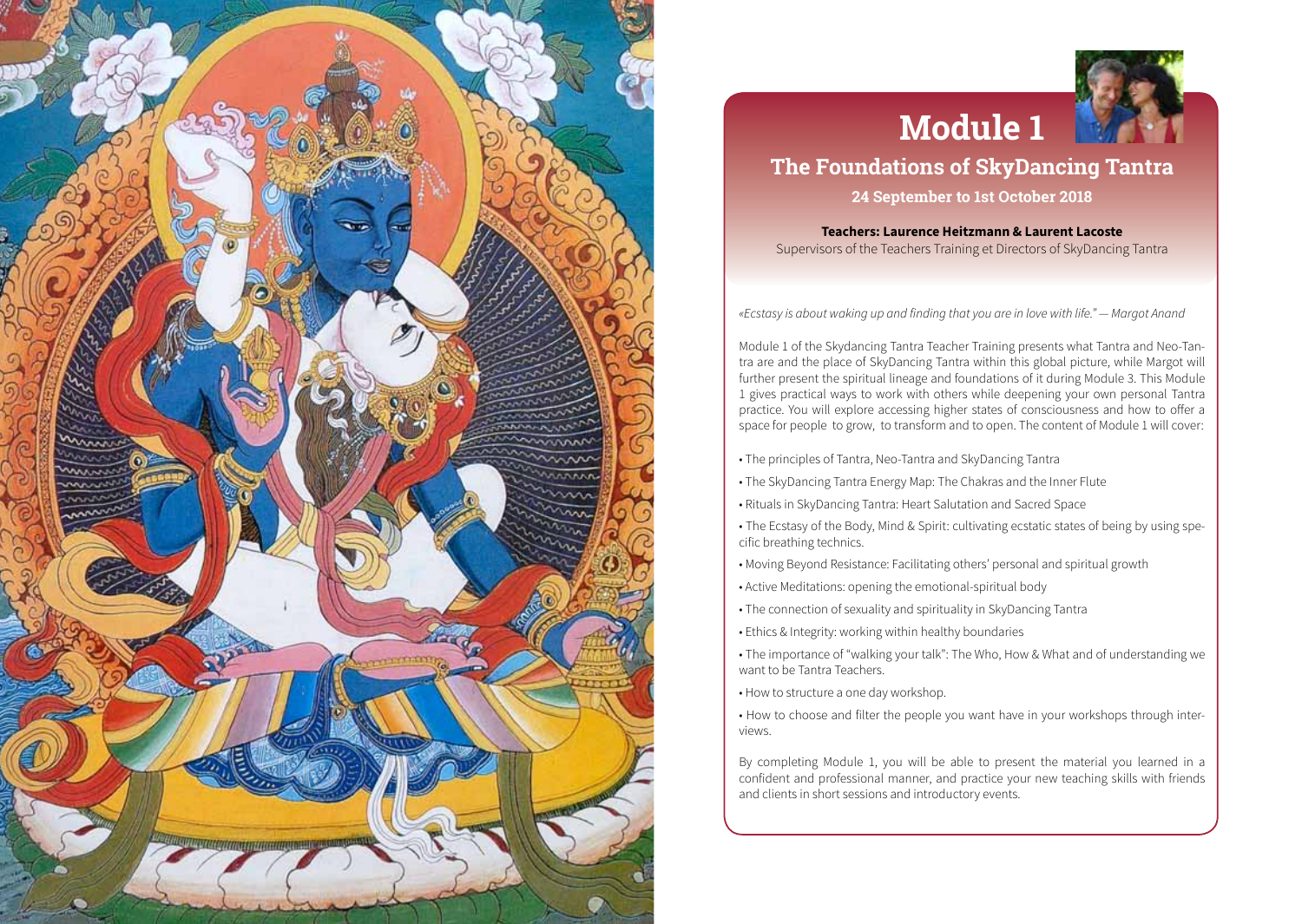# Module 1

## The Foundations of SkyDancing Tantra

**24 September to 1st October 2018**

**Teachers: Laurence Heitzmann & Laurent Lacoste**

Supervisors of the Teachers Training et Directors of SkyDancing Tantra

*«Ecstasy is about waking up and finding that you are in love with life." — Margot Anand*

Module 1 of the Skydancing Tantra Teacher Training presents what Tantra and Neo-Tantra are and the place of SkyDancing Tantra within this global picture, while Margot will further present the spiritual lineage and foundations of it during Module 3. This Module 1 gives practical ways to work with others while deepening your own personal Tantra practice. You will explore accessing higher states of consciousness and how to offer a space for people to grow, to transform and to open. The content of Module 1 will cover:

- The principles of Tantra, Neo-Tantra and SkyDancing Tantra
- The SkyDancing Tantra Energy Map: The Chakras and the Inner Flute
- Rituals in SkyDancing Tantra: Heart Salutation and Sacred Space
- The Ecstasy of the Body, Mind & Spirit: cultivating ecstatic states of being by using specific breathing technics.
- Moving Beyond Resistance: Facilitating others' personal and spiritual growth
- Active Meditations: opening the emotional-spiritual body
- The connection of sexuality and spirituality in SkyDancing Tantra
- Ethics & Integrity: working within healthy boundaries
- The importance of "walking your talk": The Who, How & What and of understanding we want to be Tantra Teachers.
- How to structure a one day workshop.
- How to choose and filter the people you want have in your workshops through interviews.

By completing Module 1, you will be able to present the material you learned in a confident and professional manner, and practice your new teaching skills with friends and clients in short sessions and introductory events.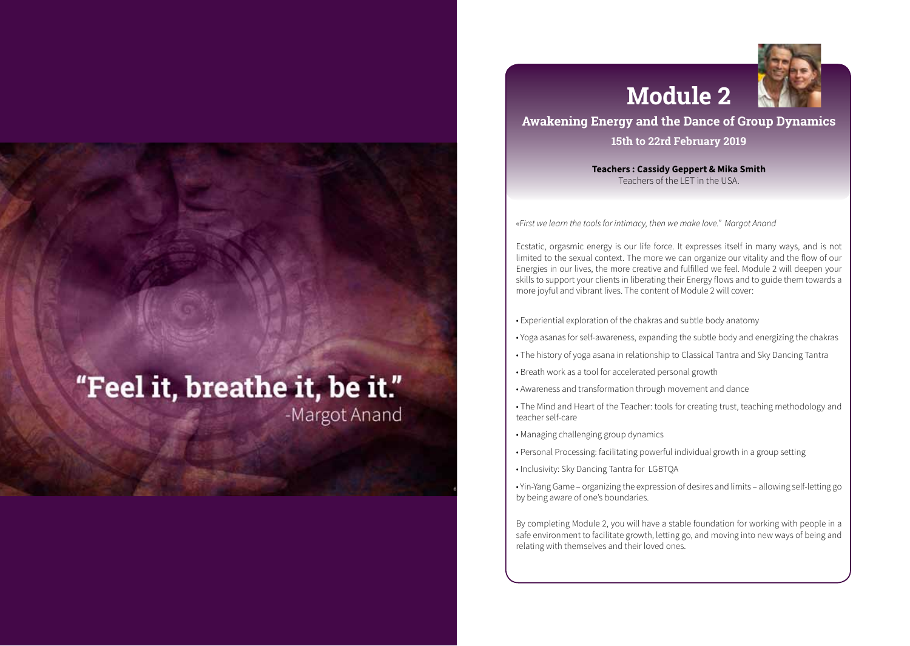"Feel it, breathe it, be it."
-Margot Anand

# Module 2

## Awakening Energy and the Dance of Group Dynamics

**15th to 22rd February 2019**

**Teachers : Cassidy Geppert & Mika Smith**
Teachers of the LET in the USA.

*«First we learn the tools for intimacy, then we make love." Margot Anand*

Ecstatic, orgasmic energy is our life force. It expresses itself in many ways, and is not limited to the sexual context. The more we can organize our vitality and the flow of our Energies in our lives, the more creative and fulfilled we feel. Module 2 will deepen your skills to support your clients in liberating their Energy flows and to guide them towards a more joyful and vibrant lives. The content of Module 2 will cover:

- Experiential exploration of the chakras and subtle body anatomy
- Yoga asanas for self-awareness, expanding the subtle body and energizing the chakras
- The history of yoga asana in relationship to Classical Tantra and Sky Dancing Tantra
- Breath work as a tool for accelerated personal growth
- Awareness and transformation through movement and dance
- The Mind and Heart of the Teacher: tools for creating trust, teaching methodology and teacher self-care
- Managing challenging group dynamics
- Personal Processing: facilitating powerful individual growth in a group setting
- Inclusivity: Sky Dancing Tantra for LGBTQA
- Yin-Yang Game – organizing the expression of desires and limits – allowing self-letting go by being aware of one's boundaries.

By completing Module 2, you will have a stable foundation for working with people in a safe environment to facilitate growth, letting go, and moving into new ways of being and relating with themselves and their loved ones.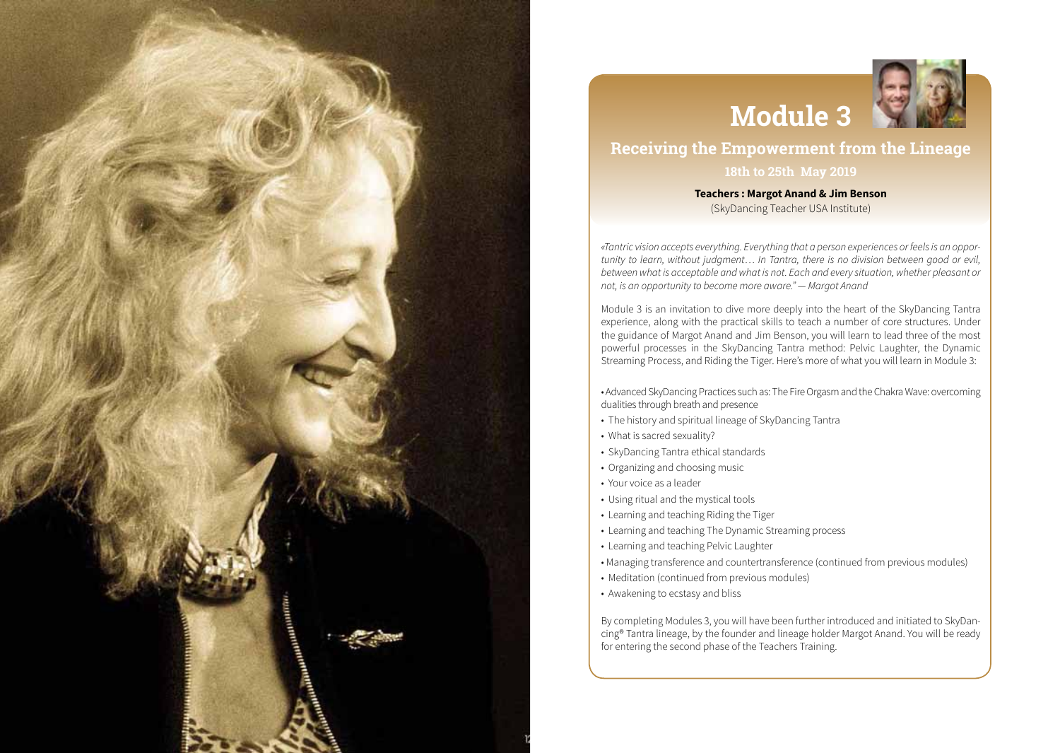# Module 3

## Receiving the Empowerment from the Lineage

### 18th to 25th May 2019

**Teachers : Margot Anand & Jim Benson**
(SkyDancing Teacher USA Institute)

*«Tantric vision accepts everything. Everything that a person experiences or feels is an opportunity to learn, without judgment… In Tantra, there is no division between good or evil, between what is acceptable and what is not. Each and every situation, whether pleasant or not, is an opportunity to become more aware." — Margot Anand*

Module 3 is an invitation to dive more deeply into the heart of the SkyDancing Tantra experience, along with the practical skills to teach a number of core structures. Under the guidance of Margot Anand and Jim Benson, you will learn to lead three of the most powerful processes in the SkyDancing Tantra method: Pelvic Laughter, the Dynamic Streaming Process, and Riding the Tiger. Here's more of what you will learn in Module 3:

- Advanced SkyDancing Practices such as: The Fire Orgasm and the Chakra Wave: overcoming dualities through breath and presence
- The history and spiritual lineage of SkyDancing Tantra
- What is sacred sexuality?
- SkyDancing Tantra ethical standards
- Organizing and choosing music
- Your voice as a leader
- Using ritual and the mystical tools
- Learning and teaching Riding the Tiger
- Learning and teaching The Dynamic Streaming process
- Learning and teaching Pelvic Laughter
- Managing transference and countertransference (continued from previous modules)
- Meditation (continued from previous modules)
- Awakening to ecstasy and bliss

By completing Modules 3, you will have been further introduced and initiated to SkyDancing® Tantra lineage, by the founder and lineage holder Margot Anand. You will be ready for entering the second phase of the Teachers Training.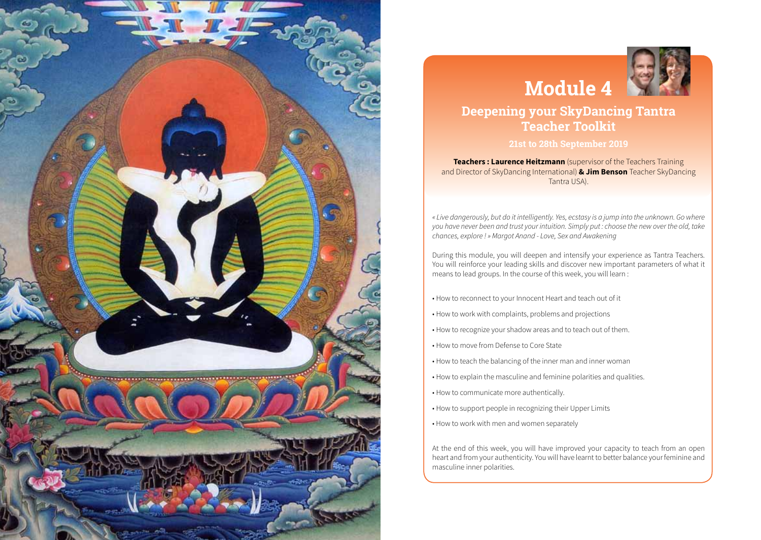# Module 4

## Deepening your SkyDancing Tantra Teacher Toolkit

**21st to 28th September 2019**

**Teachers : Laurence Heitzmann** (supervisor of the Teachers Training and Director of SkyDancing International) **& Jim Benson** Teacher SkyDancing Tantra USA).

*« Live dangerously, but do it intelligently. Yes, ecstasy is a jump into the unknown. Go where you have never been and trust your intuition. Simply put : choose the new over the old, take chances, explore ! » Margot Anand - Love, Sex and Awakening*

During this module, you will deepen and intensify your experience as Tantra Teachers. You will reinforce your leading skills and discover new important parameters of what it means to lead groups. In the course of this week, you will learn :

- How to reconnect to your Innocent Heart and teach out of it
- How to work with complaints, problems and projections
- How to recognize your shadow areas and to teach out of them.
- How to move from Defense to Core State
- How to teach the balancing of the inner man and inner woman
- How to explain the masculine and feminine polarities and qualities.
- How to communicate more authentically.
- How to support people in recognizing their Upper Limits
- How to work with men and women separately

At the end of this week, you will have improved your capacity to teach from an open heart and from your authenticity. You will have learnt to better balance your feminine and masculine inner polarities.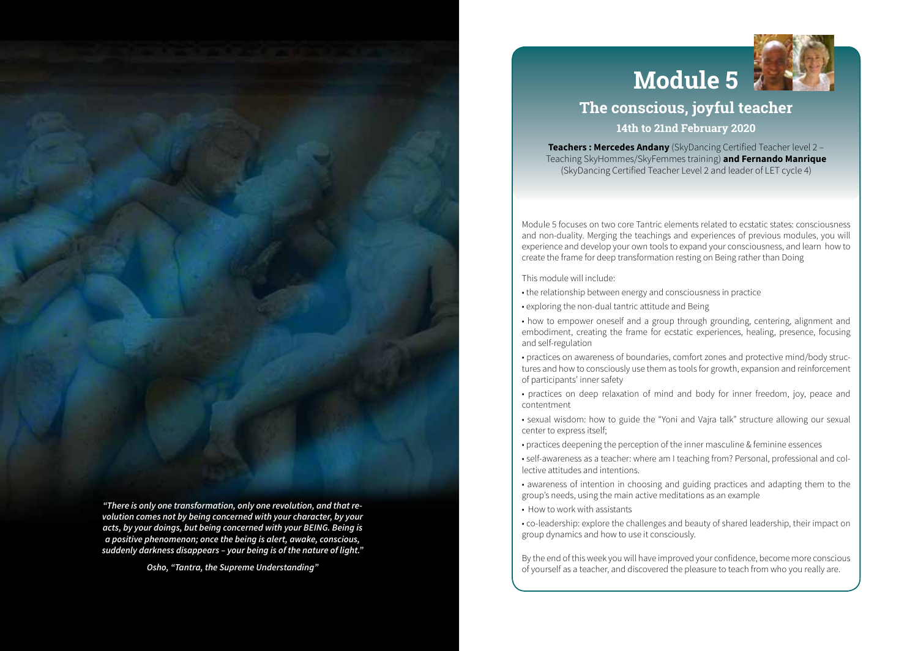*"There is only one transformation, only one revolution, and that revolution comes not by being concerned with your character, by your acts, by your doings, but being concerned with your BEING. Being is a positive phenomenon; once the being is alert, awake, conscious, suddenly darkness disappears – your being is of the nature of light."*

*Osho, "Tantra, the Supreme Understanding"*

# Module 5

## The conscious, joyful teacher

### 14th to 21nd February 2020

**Teachers : Mercedes Andany** (SkyDancing Certified Teacher level 2 – Teaching SkyHommes/SkyFemmes training) **and Fernando Manrique** (SkyDancing Certified Teacher Level 2 and leader of LET cycle 4)

Module 5 focuses on two core Tantric elements related to ecstatic states: consciousness and non-duality. Merging the teachings and experiences of previous modules, you will experience and develop your own tools to expand your consciousness, and learn how to create the frame for deep transformation resting on Being rather than Doing

This module will include:

- the relationship between energy and consciousness in practice
- exploring the non-dual tantric attitude and Being
- how to empower oneself and a group through grounding, centering, alignment and embodiment, creating the frame for ecstatic experiences, healing, presence, focusing and self-regulation
- practices on awareness of boundaries, comfort zones and protective mind/body structures and how to consciously use them as tools for growth, expansion and reinforcement of participants' inner safety
- practices on deep relaxation of mind and body for inner freedom, joy, peace and contentment
- sexual wisdom: how to guide the "Yoni and Vajra talk" structure allowing our sexual center to express itself;
- practices deepening the perception of the inner masculine & feminine essences
- self-awareness as a teacher: where am I teaching from? Personal, professional and collective attitudes and intentions.
- awareness of intention in choosing and guiding practices and adapting them to the group's needs, using the main active meditations as an example
- How to work with assistants
- co-leadership: explore the challenges and beauty of shared leadership, their impact on group dynamics and how to use it consciously.

By the end of this week you will have improved your confidence, become more conscious of yourself as a teacher, and discovered the pleasure to teach from who you really are.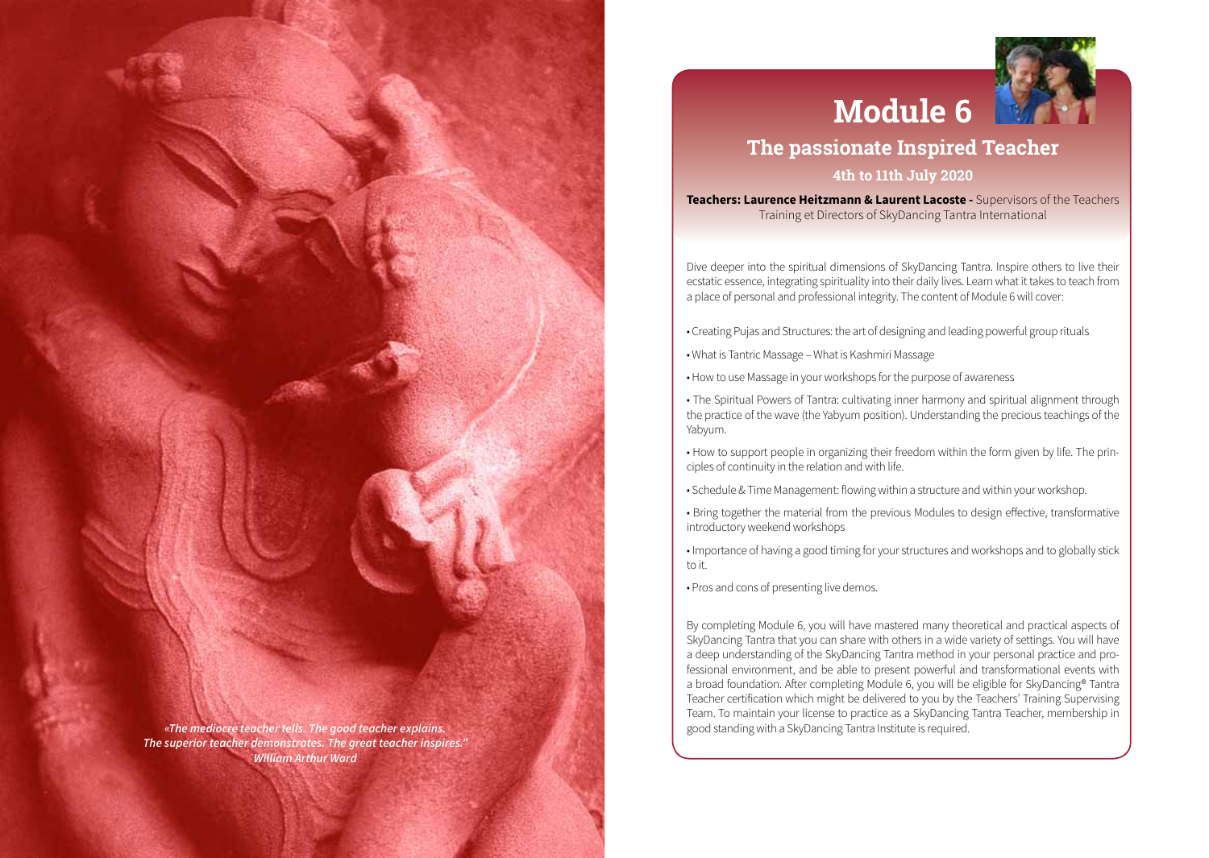*«The mediocre teacher tells. The good teacher explains.*
*The superior teacher demonstrates. The great teacher inspires."*
*WIlliam Arthur Ward*

# Module 6

## The passionate Inspired Teacher

### 4th to 11th July 2020

**Teachers: Laurence Heitzmann & Laurent Lacoste -** Supervisors of the Teachers Training et Directors of SkyDancing Tantra International

Dive deeper into the spiritual dimensions of SkyDancing Tantra. Inspire others to live their ecstatic essence, integrating spirituality into their daily lives. Learn what it takes to teach from a place of personal and professional integrity. The content of Module 6 will cover:

- Creating Pujas and Structures: the art of designing and leading powerful group rituals
- What is Tantric Massage – What is Kashmiri Massage
- How to use Massage in your workshops for the purpose of awareness
- The Spiritual Powers of Tantra: cultivating inner harmony and spiritual alignment through the practice of the wave (the Yabyum position). Understanding the precious teachings of the Yabyum.
- How to support people in organizing their freedom within the form given by life. The principles of continuity in the relation and with life.
- Schedule & Time Management: flowing within a structure and within your workshop.
- Bring together the material from the previous Modules to design effective, transformative introductory weekend workshops
- Importance of having a good timing for your structures and workshops and to globally stick to it.
- Pros and cons of presenting live demos.

By completing Module 6, you will have mastered many theoretical and practical aspects of SkyDancing Tantra that you can share with others in a wide variety of settings. You will have a deep understanding of the SkyDancing Tantra method in your personal practice and professional environment, and be able to present powerful and transformational events with a broad foundation. After completing Module 6, you will be eligible for SkyDancing® Tantra Teacher certification which might be delivered to you by the Teachers' Training Supervising Team. To maintain your license to practice as a SkyDancing Tantra Teacher, membership in good standing with a SkyDancing Tantra Institute is required.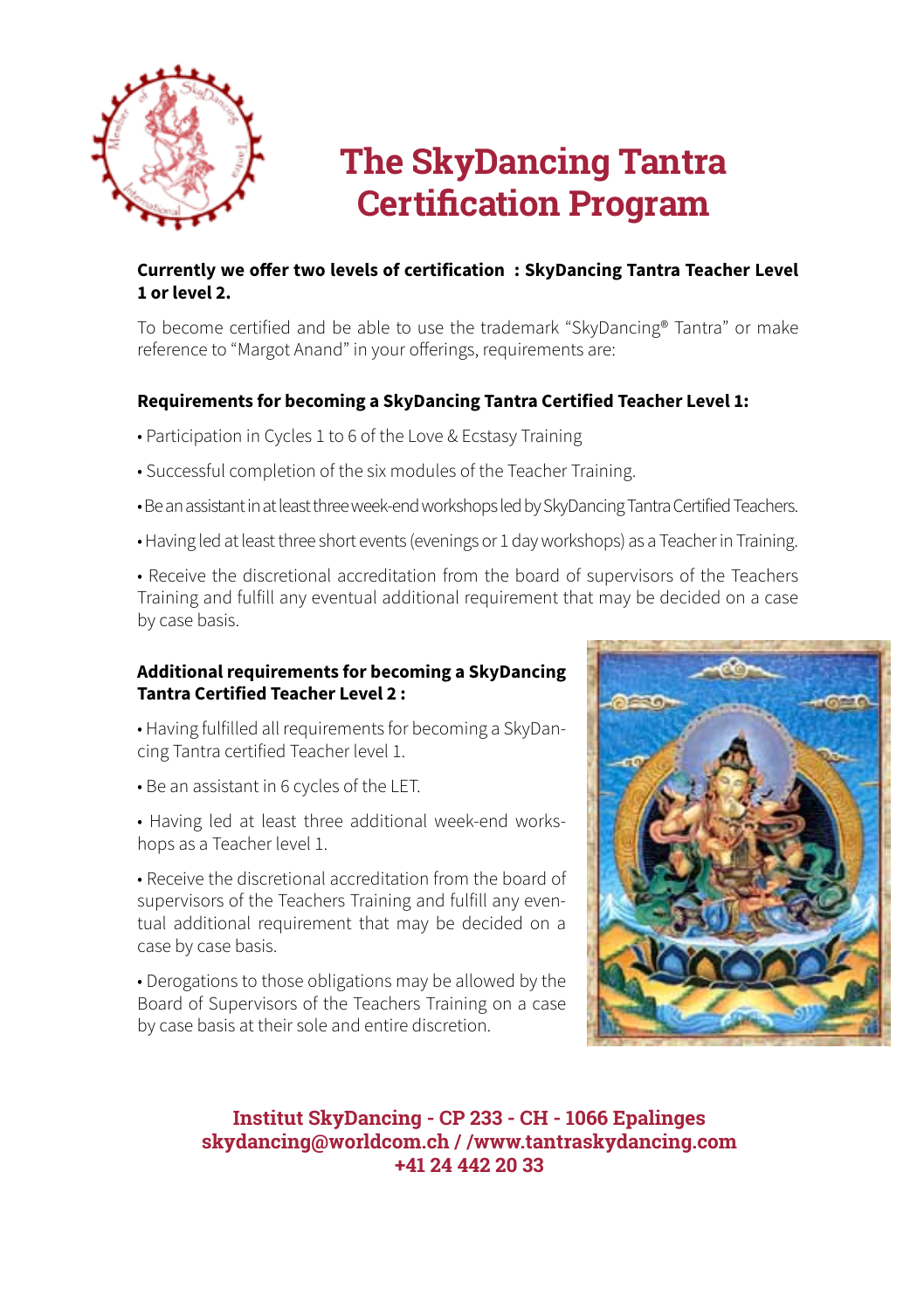# The SkyDancing Tantra Certification Program

**Currently we offer two levels of certification : SkyDancing Tantra Teacher Level 1 or level 2.**

To become certified and be able to use the trademark "SkyDancing® Tantra" or make reference to "Margot Anand" in your offerings, requirements are:

### Requirements for becoming a SkyDancing Tantra Certified Teacher Level 1:

- Participation in Cycles 1 to 6 of the Love & Ecstasy Training
- Successful completion of the six modules of the Teacher Training.
- Be an assistant in at least three week-end workshops led by SkyDancing Tantra Certified Teachers.
- Having led at least three short events (evenings or 1 day workshops) as a Teacher in Training.
- Receive the discretional accreditation from the board of supervisors of the Teachers Training and fulfill any eventual additional requirement that may be decided on a case by case basis.

### Additional requirements for becoming a SkyDancing Tantra Certified Teacher Level 2 :

- Having fulfilled all requirements for becoming a SkyDancing Tantra certified Teacher level 1.
- Be an assistant in 6 cycles of the LET.
- Having led at least three additional week-end workshops as a Teacher level 1.
- Receive the discretional accreditation from the board of supervisors of the Teachers Training and fulfill any eventual additional requirement that may be decided on a case by case basis.
- Derogations to those obligations may be allowed by the Board of Supervisors of the Teachers Training on a case by case basis at their sole and entire discretion.

**Institut SkyDancing - CP 233 - CH - 1066 Epalinges**
**skydancing@worldcom.ch / /www.tantraskydancing.com**
**+41 24 442 20 33**